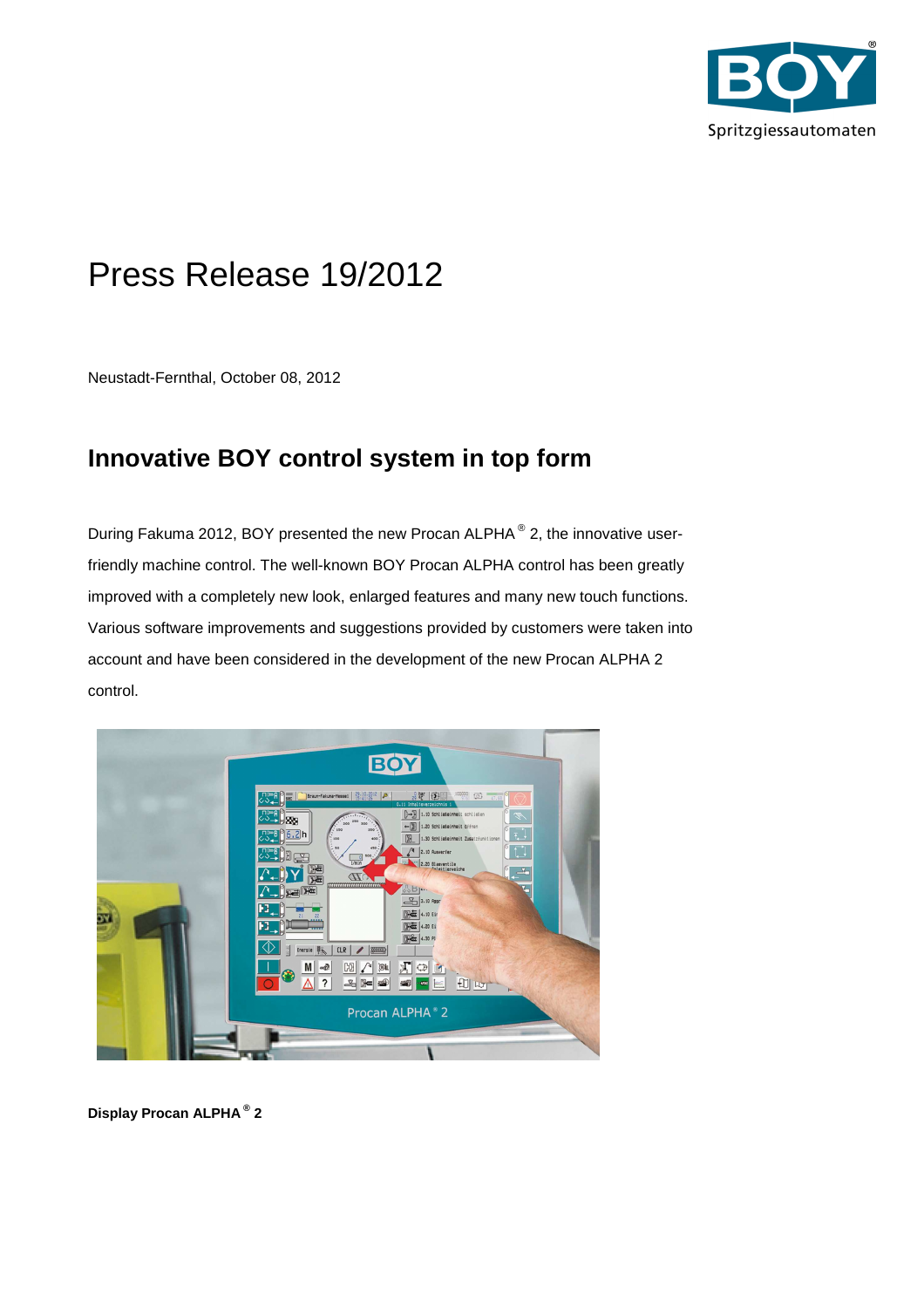# Press Release 19/2012

Neustadt-Fernthal, October 08, 2012

## Innovative BOY control system in top form

During Fakuma 2012, BOY presented the new Procan ALPHA® 2, the innovative user-friendly machine control. The well-known BOY Procan ALPHA control has been greatly improved with a completely new look, enlarged features and many new touch functions. Various software improvements and suggestions provided by customers were taken into account and have been considered in the development of the new Procan ALPHA 2 control.

**Display Procan ALPHA® 2**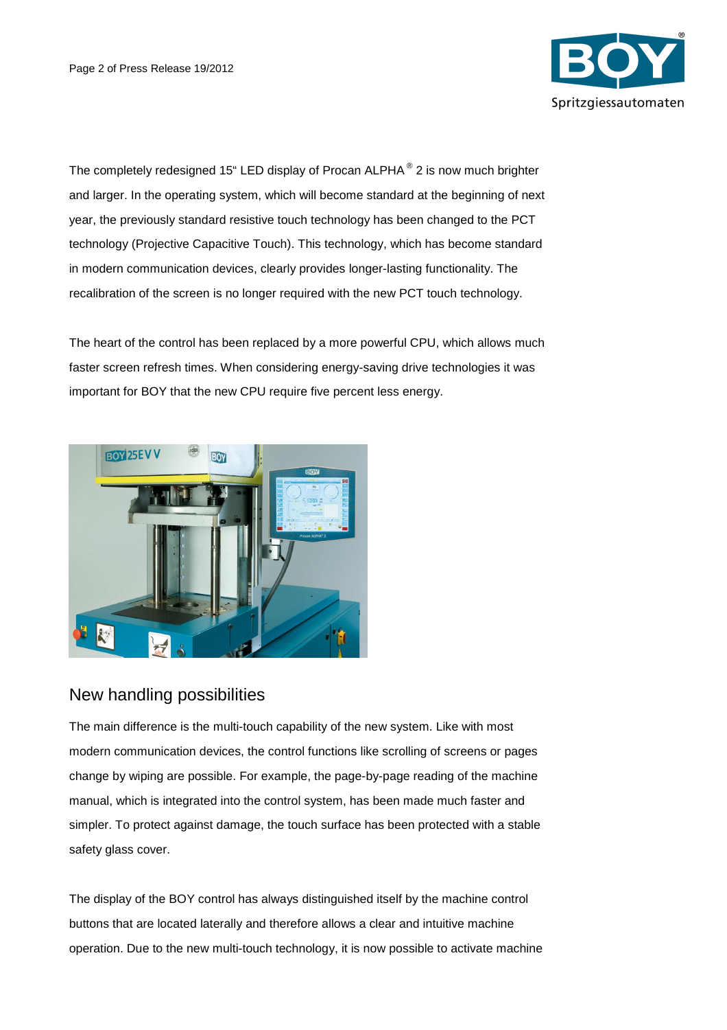The completely redesigned 15“ LED display of Procan ALPHA® 2 is now much brighter and larger. In the operating system, which will become standard at the beginning of next year, the previously standard resistive touch technology has been changed to the PCT technology (Projective Capacitive Touch). This technology, which has become standard in modern communication devices, clearly provides longer-lasting functionality. The recalibration of the screen is no longer required with the new PCT touch technology.

The heart of the control has been replaced by a more powerful CPU, which allows much faster screen refresh times. When considering energy-saving drive technologies it was important for BOY that the new CPU require five percent less energy.

## New handling possibilities

The main difference is the multi-touch capability of the new system. Like with most modern communication devices, the control functions like scrolling of screens or pages change by wiping are possible. For example, the page-by-page reading of the machine manual, which is integrated into the control system, has been made much faster and simpler. To protect against damage, the touch surface has been protected with a stable safety glass cover.

The display of the BOY control has always distinguished itself by the machine control buttons that are located laterally and therefore allows a clear and intuitive machine operation. Due to the new multi-touch technology, it is now possible to activate machine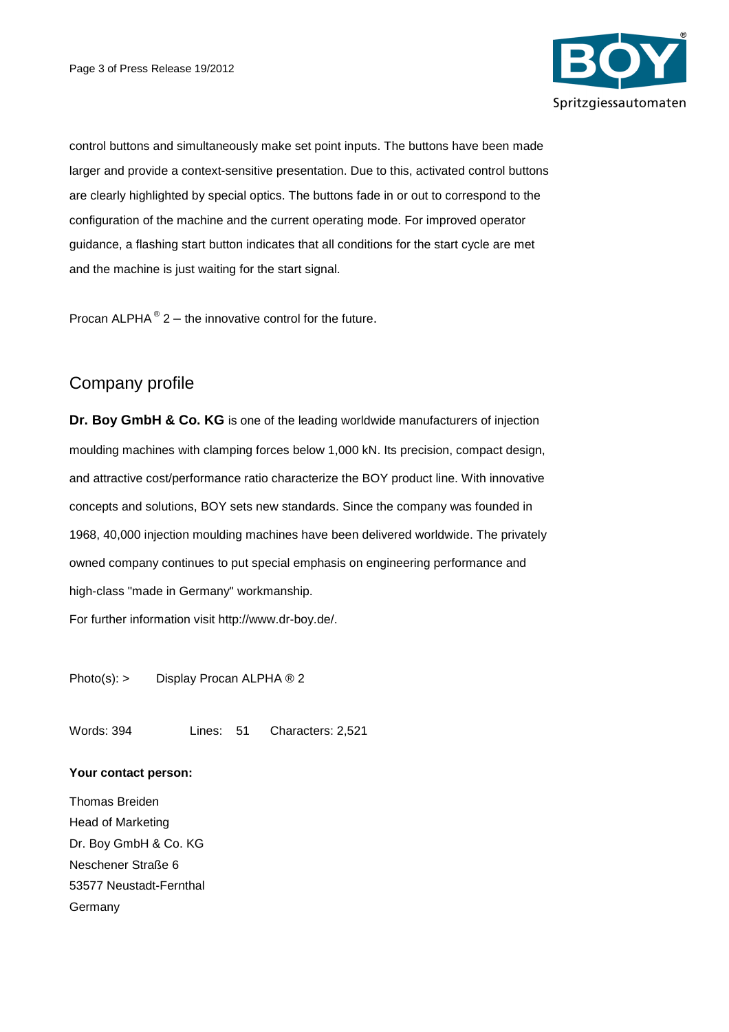control buttons and simultaneously make set point inputs. The buttons have been made larger and provide a context-sensitive presentation. Due to this, activated control buttons are clearly highlighted by special optics. The buttons fade in or out to correspond to the configuration of the machine and the current operating mode. For improved operator guidance, a flashing start button indicates that all conditions for the start cycle are met and the machine is just waiting for the start signal.

Procan ALPHA® 2 – the innovative control for the future.

## Company profile

**Dr. Boy GmbH & Co. KG** is one of the leading worldwide manufacturers of injection moulding machines with clamping forces below 1,000 kN. Its precision, compact design, and attractive cost/performance ratio characterize the BOY product line. With innovative concepts and solutions, BOY sets new standards. Since the company was founded in 1968, 40,000 injection moulding machines have been delivered worldwide. The privately owned company continues to put special emphasis on engineering performance and high-class "made in Germany" workmanship.
For further information visit http://www.dr-boy.de/.

Photo(s): > Display Procan ALPHA ® 2

Words: 394 Lines: 51 Characters: 2,521

**Your contact person:**

Thomas Breiden
Head of Marketing
Dr. Boy GmbH & Co. KG
Neschener Straße 6
53577 Neustadt-Fernthal
Germany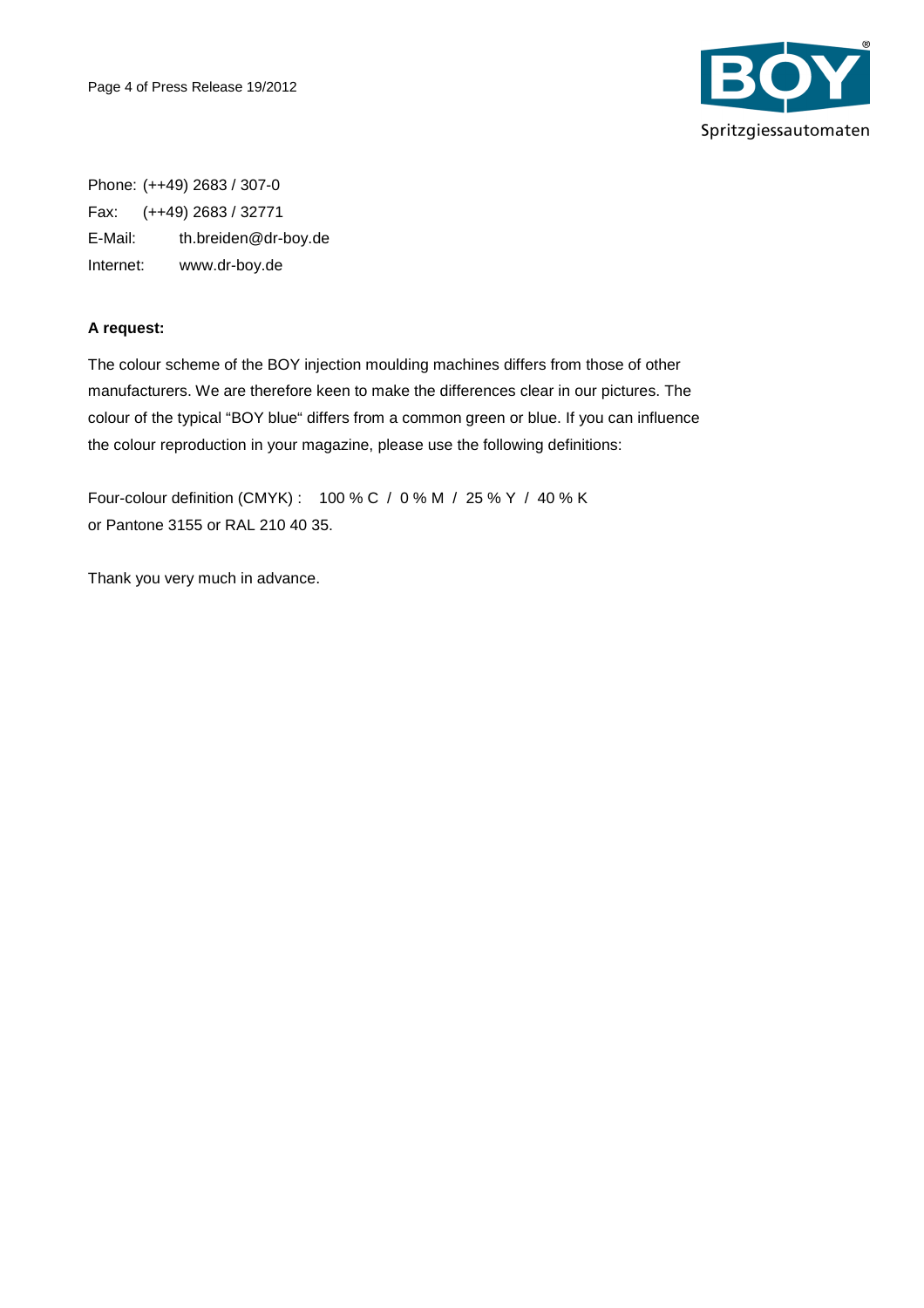Phone: (++49) 2683 / 307-0
Fax: (++49) 2683 / 32771
E-Mail: th.breiden@dr-boy.de
Internet: www.dr-boy.de

**A request:**

The colour scheme of the BOY injection moulding machines differs from those of other manufacturers. We are therefore keen to make the differences clear in our pictures. The colour of the typical "BOY blue" differs from a common green or blue. If you can influence the colour reproduction in your magazine, please use the following definitions:

Four-colour definition (CMYK) : 100 % C / 0 % M / 25 % Y / 40 % K
or Pantone 3155 or RAL 210 40 35.

Thank you very much in advance.